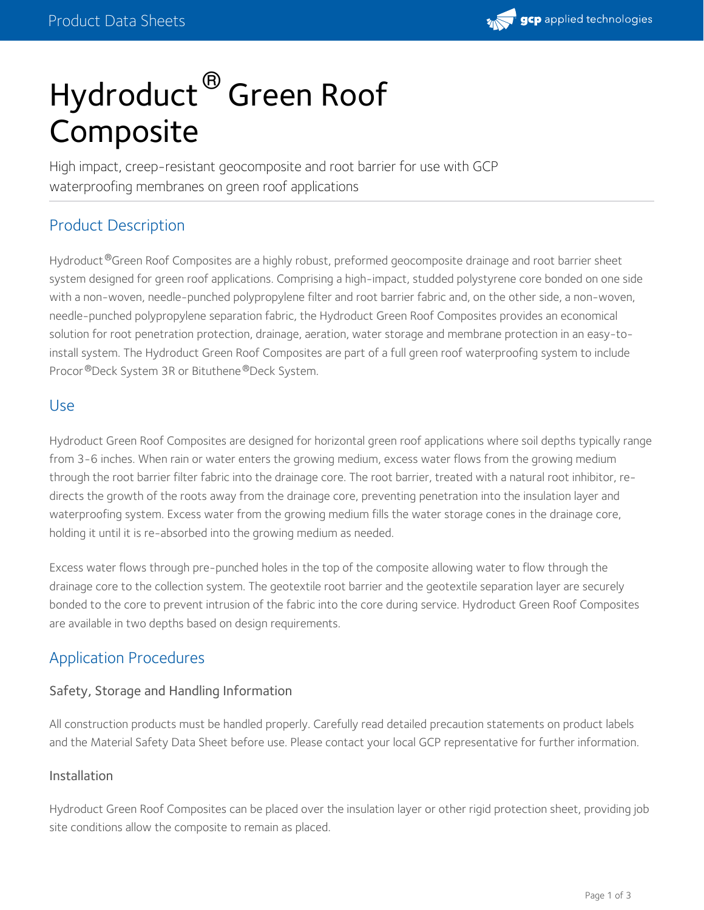# Hydroduct® Green Roof Composite

High impact, creep-resistant geocomposite and root barrier for use with GCP waterproofing membranes on green roof applications

## Product Description

Hydroduct®Green Roof Composites are a highly robust, preformed geocomposite drainage and root barrier sheet system designed for green roof applications. Comprising a high-impact, studded polystyrene core bonded on one side with a non-woven, needle-punched polypropylene filter and root barrier fabric and, on the other side, a non-woven, needle-punched polypropylene separation fabric, the Hydroduct Green Roof Composites provides an economical solution for root penetration protection, drainage, aeration, water storage and membrane protection in an easy-to-install system. The Hydroduct Green Roof Composites are part of a full green roof waterproofing system to include Procor®Deck System 3R or Bituthene®Deck System.

## Use

Hydroduct Green Roof Composites are designed for horizontal green roof applications where soil depths typically range from 3-6 inches. When rain or water enters the growing medium, excess water flows from the growing medium through the root barrier filter fabric into the drainage core. The root barrier, treated with a natural root inhibitor, re-directs the growth of the roots away from the drainage core, preventing penetration into the insulation layer and waterproofing system. Excess water from the growing medium fills the water storage cones in the drainage core, holding it until it is re-absorbed into the growing medium as needed.

Excess water flows through pre-punched holes in the top of the composite allowing water to flow through the drainage core to the collection system. The geotextile root barrier and the geotextile separation layer are securely bonded to the core to prevent intrusion of the fabric into the core during service. Hydroduct Green Roof Composites are available in two depths based on design requirements.

## Application Procedures

### Safety, Storage and Handling Information

All construction products must be handled properly. Carefully read detailed precaution statements on product labels and the Material Safety Data Sheet before use. Please contact your local GCP representative for further information.

### Installation

Hydroduct Green Roof Composites can be placed over the insulation layer or other rigid protection sheet, providing job site conditions allow the composite to remain as placed.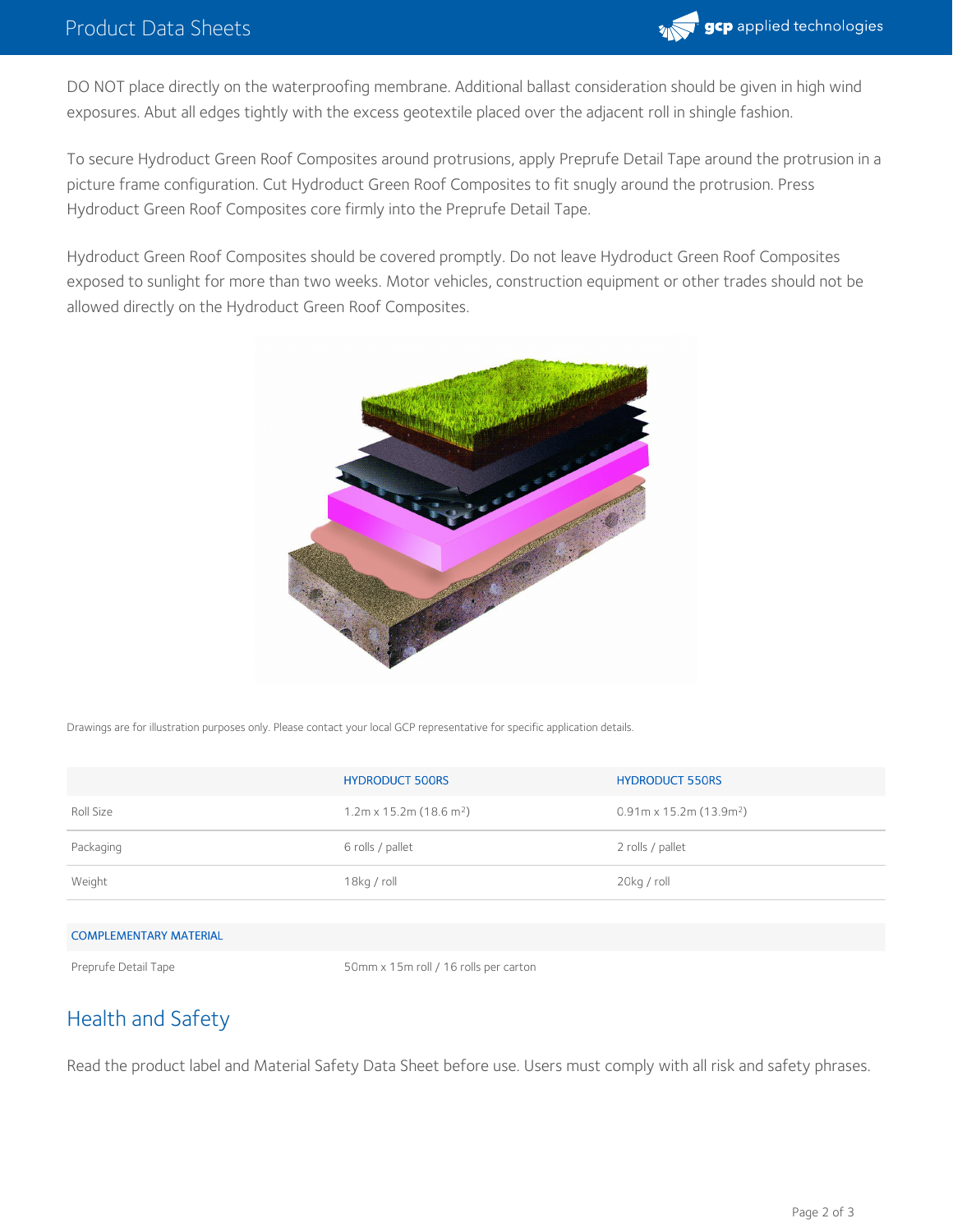DO NOT place directly on the waterproofing membrane. Additional ballast consideration should be given in high wind exposures. Abut all edges tightly with the excess geotextile placed over the adjacent roll in shingle fashion.

To secure Hydroduct Green Roof Composites around protrusions, apply Preprufe Detail Tape around the protrusion in a picture frame configuration. Cut Hydroduct Green Roof Composites to fit snugly around the protrusion. Press Hydroduct Green Roof Composites core firmly into the Preprufe Detail Tape.

Hydroduct Green Roof Composites should be covered promptly. Do not leave Hydroduct Green Roof Composites exposed to sunlight for more than two weeks. Motor vehicles, construction equipment or other trades should not be allowed directly on the Hydroduct Green Roof Composites.

Drawings are for illustration purposes only. Please contact your local GCP representative for specific application details.

| | HYDRODUCT 500RS | HYDRODUCT 550RS |
|---|---|---|
| Roll Size | 1.2m x 15.2m (18.6 $m^2$) | 0.91m x 15.2m (13.9$m^2$) |
| Packaging | 6 rolls / pallet | 2 rolls / pallet |
| Weight | 18kg / roll | 20kg / roll |

| COMPLEMENTARY MATERIAL | |
|---|---|
| Preprufe Detail Tape | 50mm x 15m roll / 16 rolls per carton |

## Health and Safety

Read the product label and Material Safety Data Sheet before use. Users must comply with all risk and safety phrases.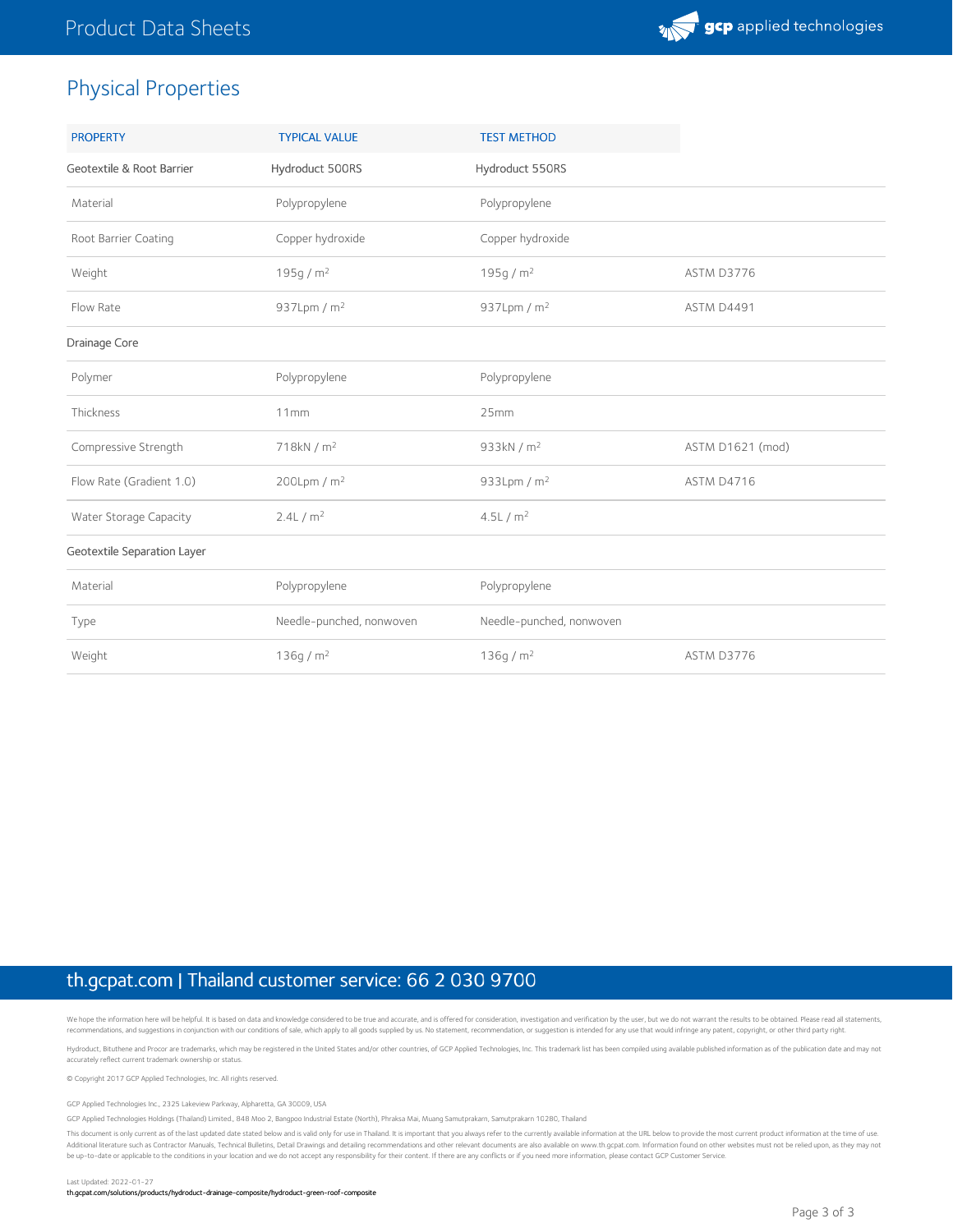## Physical Properties

| PROPERTY | TYPICAL VALUE | TEST METHOD | |
|---|---|---|---|
| Geotextile & Root Barrier | Hydroduct 500RS | Hydroduct 550RS | |
| Material | Polypropylene | Polypropylene | |
| Root Barrier Coating | Copper hydroxide | Copper hydroxide | |
| Weight | 195g / $m^2$ | 195g / $m^2$ | ASTM D3776 |
| Flow Rate | 937Lpm / $m^2$ | 937Lpm / $m^2$ | ASTM D4491 |
| Drainage Core | | | |
| Polymer | Polypropylene | Polypropylene | |
| Thickness | 11mm | 25mm | |
| Compressive Strength | 718kN / $m^2$ | 933kN / $m^2$ | ASTM D1621 (mod) |
| Flow Rate (Gradient 1.0) | 200Lpm / $m^2$ | 933Lpm / $m^2$ | ASTM D4716 |
| Water Storage Capacity | 2.4L / $m^2$ | 4.5L / $m^2$ | |
| Geotextile Separation Layer | | | |
| Material | Polypropylene | Polypropylene | |
| Type | Needle-punched, nonwoven | Needle-punched, nonwoven | |
| Weight | 136g / $m^2$ | 136g / $m^2$ | ASTM D3776 |

th.gcpat.com | Thailand customer service: 66 2 030 9700

We hope the information here will be helpful. It is based on data and knowledge considered to be true and accurate, and is offered for consideration, investigation and verification by the user, but we do not warrant the results to be obtained. Please read all statements, recommendations, and suggestions in conjunction with our conditions of sale, which apply to all goods supplied by us. No statement, recommendation, or suggestion is intended for any use that would infringe any patent, copyright, or other third party right.

Hydroduct, Bituthene and Procor are trademarks, which may be registered in the United States and/or other countries, of GCP Applied Technologies, Inc. This trademark list has been compiled using available published information as of the publication date and may not accurately reflect current trademark ownership or status.

© Copyright 2017 GCP Applied Technologies, Inc. All rights reserved.

GCP Applied Technologies Inc., 2325 Lakeview Parkway, Alpharetta, GA 30009, USA

GCP Applied Technologies Holdings (Thailand) Limited., 848 Moo 2, Bangpoo Industrial Estate (North), Phraksa Mai, Muang Samutprakarn, Samutprakarn 10280, Thailand

This document is only current as of the last updated date stated below and is valid only for use in Thailand. It is important that you always refer to the currently available information at the URL below to provide the most current product information at the time of use. Additional literature such as Contractor Manuals, Technical Bulletins, Detail Drawings and detailing recommendations and other relevant documents are also available on www.th.gcpat.com. Information found on other websites must not be relied upon, as they may not be up-to-date or applicable to the conditions in your location and we do not accept any responsibility for their content. If there are any conflicts or if you need more information, please contact GCP Customer Service.

Last Updated: 2022-01-27

th.gcpat.com/solutions/products/hydroduct-drainage-composite/hydroduct-green-roof-composite